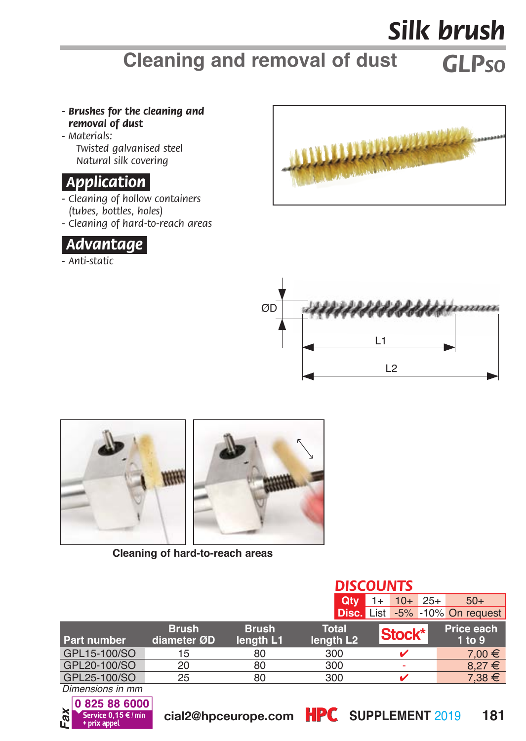# Silk brush

## Cleaning and removal of dust

**GLPso**

- ***Brushes for the cleaning and removal of dust***
- *Materials:*
  *Twisted galvanised steel*
  *Natural silk covering*

### Application

- *Cleaning of hollow containers (tubes, bottles, holes)*
- *Cleaning of hard-to-reach areas*

### Advantage

- *Anti-static*

ØD

L1

L2

Cleaning of hard-to-reach areas

**DISCOUNTS**

| Qty | 1+ | 10+ | 25+ | 50+ |
|---|---|---|---|---|
| Disc. | List | -5% | -10% | On request |

| Part number | Brush diameter ØD | Brush length L1 | Total length L2 | Stock* | Price each 1 to 9 |
|---|---|---|---|---|---|
| GPL15-100/SO | 15 | 80 | 300 | ✔ | 7,00 € |
| GPL20-100/SO | 20 | 80 | 300 | - | 8,27 € |
| GPL25-100/SO | 25 | 80 | 300 | ✔ | 7,38 € |

*Dimensions in mm*

Fax 0 825 88 6000 Service 0,15 € / min + prix appel

cial2@hpceurope.com HPC SUPPLEMENT 2019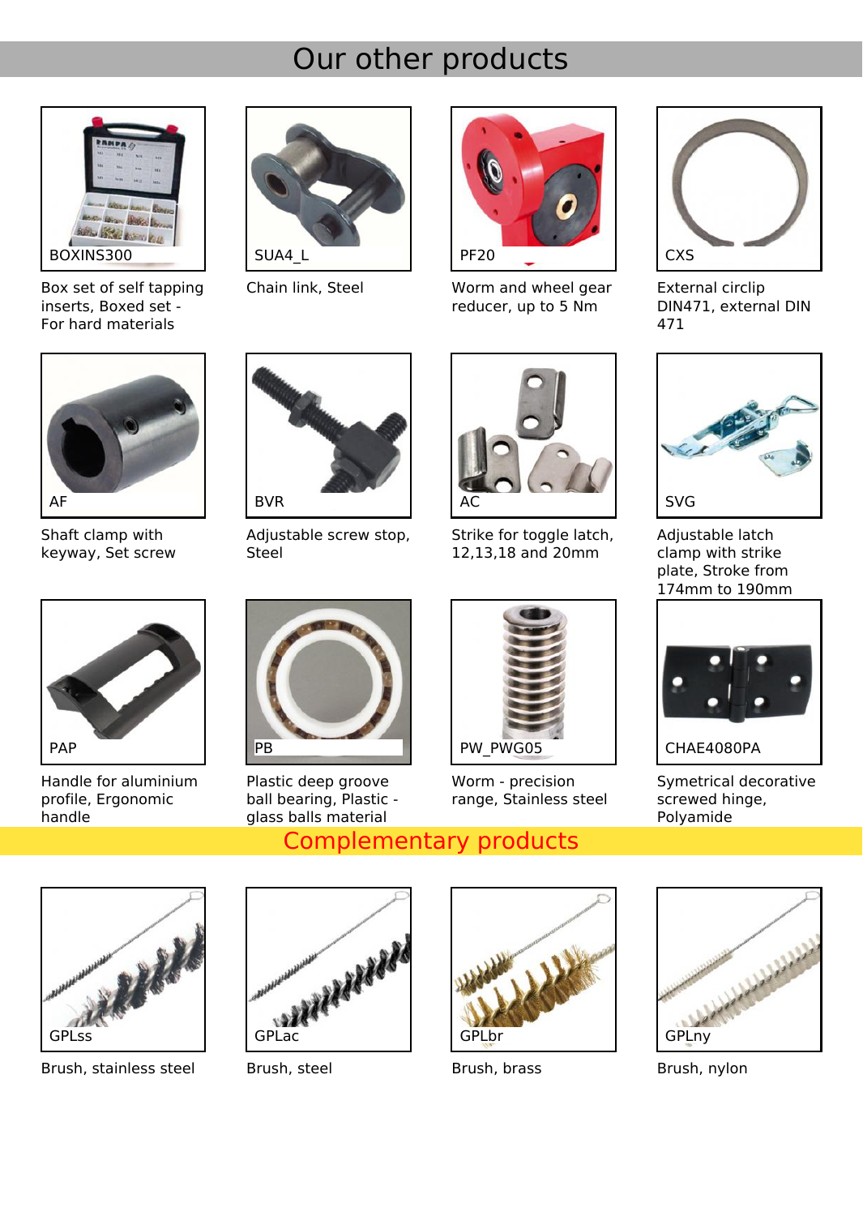# Our other products

BOXINS300

Box set of self tapping inserts, Boxed set - For hard materials

SUA4_L

Chain link, Steel

PF20

Worm and wheel gear reducer, up to 5 Nm

CXS

External circlip DIN471, external DIN 471

AF

Shaft clamp with keyway, Set screw

BVR

Adjustable screw stop, Steel

AC

Strike for toggle latch, 12,13,18 and 20mm

SVG

Adjustable latch clamp with strike plate, Stroke from 174mm to 190mm

PAP

Handle for aluminium profile, Ergonomic handle

PB

Plastic deep groove ball bearing, Plastic - glass balls material

PW_PWG05

Worm - precision range, Stainless steel

CHAE4080PA

Symetrical decorative screwed hinge, Polyamide

# Complementary products

GPLss

Brush, stainless steel

GPLac

Brush, steel

GPLbr

Brush, brass

GPLny

Brush, nylon